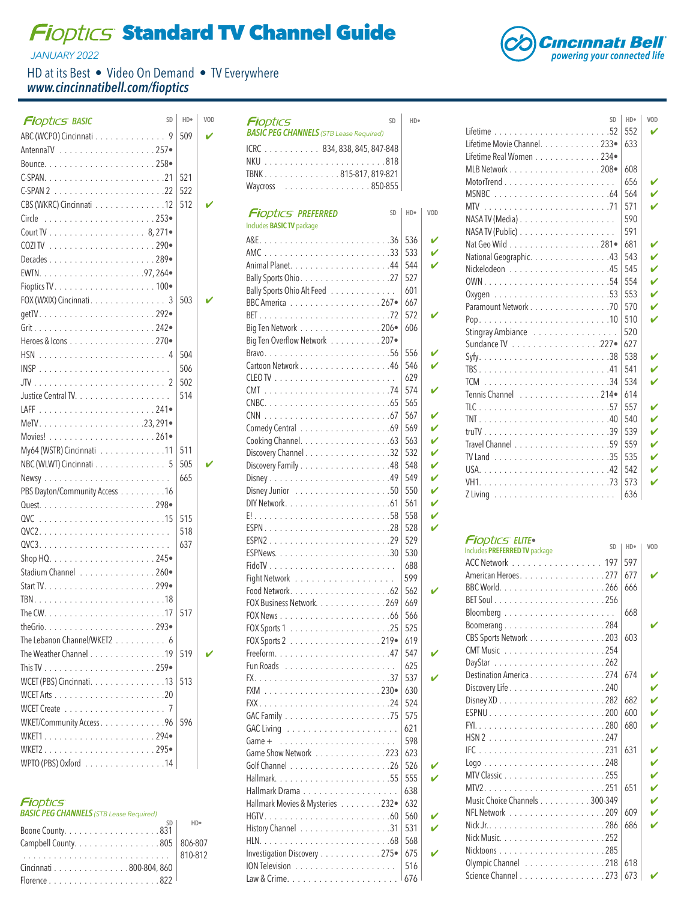# Fioptics Standard TV Channel Guide

*JANUARY 2022*

Cincinnati Bell — *powering your connected life*

HD at its Best • Video On Demand • TV Everywhere

***www.cincinnatibell.com/fioptics***

## Fioptics BASIC

| Channel | SD | HD• | VOD |
|---|---|---|---|
| ABC (WCPO) Cincinnati | 9 | 509 | ✔ |
| AntennaTV | 257• | | |
| Bounce | 258• | | |
| C-SPAN | 21 | 521 | |
| C-SPAN 2 | 22 | 522 | |
| CBS (WKRC) Cincinnati | 12 | 512 | ✔ |
| Circle | 253• | | |
| Court TV | 8, 271• | | |
| COZI TV | 290• | | |
| Decades | 289• | | |
| EWTN | 97, 264• | | |
| Fioptics TV | 100• | | |
| FOX (WXIX) Cincinnati | 3 | 503 | ✔ |
| getTV | 292• | | |
| Grit | 242• | | |
| Heroes & Icons | 270• | | |
| HSN | 4 | 504 | |
| INSP | | 506 | |
| JTV | 2 | 502 | |
| Justice Central TV | | 514 | |
| LAFF | 241• | | |
| MeTV | 23, 291• | | |
| Movies! | 261• | | |
| My64 (WSTR) Cincinnati | 11 | 511 | |
| NBC (WLWT) Cincinnati | 5 | 505 | ✔ |
| Newsy | | 665 | |
| PBS Dayton/Community Access | 16 | | |
| Quest | 298• | | |
| QVC | 15 | 515 | |
| QVC2 | | 518 | |
| QVC3 | | 637 | |
| Shop HQ | 245• | | |
| Stadium Channel | 260• | | |
| Start TV | 299• | | |
| TBN | 18 | | |
| The CW | 17 | 517 | |
| theGrio | 293• | | |
| The Lebanon Channel/WKET2 | 6 | | |
| The Weather Channel | 19 | 519 | ✔ |
| This TV | 259• | | |
| WCET (PBS) Cincinnati | 13 | 513 | |
| WCET Arts | 20 | | |
| WCET Create | 7 | | |
| WKET/Community Access | 96 | 596 | |
| WKET1 | 294• | | |
| WKET2 | 295• | | |
| WPTO (PBS) Oxford | 14 | | |

## Fioptics BASIC PEG CHANNELS *(STB Lease Required)*

| Channel | SD | HD• |
|---|---|---|
| Boone County | 831 | |
| Campbell County | 805 | 806-807 |
| | | 810-812 |
| Cincinnati | 800-804, 860 | |
| Florence | 822 | |
| ICRC | 834, 838, 845, 847-848 | |
| NKU | 818 | |
| TBNK | 815-817, 819-821 | |
| Waycross | 850-855 | |

## Fioptics PREFERRED

Includes **BASIC TV** package

| Channel | SD | HD• | VOD |
|---|---|---|---|
| A&E | 36 | 536 | ✔ |
| AMC | 33 | 533 | ✔ |
| Animal Planet | 44 | 544 | ✔ |
| Bally Sports Ohio | 27 | 527 | |
| Bally Sports Ohio Alt Feed | | 601 | |
| BBC America | 267• | 667 | |
| BET | 72 | 572 | ✔ |
| Big Ten Network | 206• | 606 | |
| Big Ten Overflow Network | 207• | | |
| Bravo | 56 | 556 | ✔ |
| Cartoon Network | 46 | 546 | ✔ |
| CLEO TV | | 629 | |
| CMT | 74 | 574 | ✔ |
| CNBC | 65 | 565 | |
| CNN | 67 | 567 | ✔ |
| Comedy Central | 69 | 569 | ✔ |
| Cooking Channel | 63 | 563 | ✔ |
| Discovery Channel | 32 | 532 | ✔ |
| Discovery Family | 48 | 548 | ✔ |
| Disney | 49 | 549 | ✔ |
| Disney Junior | 50 | 550 | ✔ |
| DIY Network | 61 | 561 | ✔ |
| E! | 58 | 558 | ✔ |
| ESPN | 28 | 528 | ✔ |
| ESPN2 | 29 | 529 | |
| ESPNews | 30 | 530 | |
| FidoTV | | 688 | |
| Fight Network | | 599 | |
| Food Network | 62 | 562 | ✔ |
| FOX Business Network | 269 | 669 | |
| FOX News | 66 | 566 | |
| FOX Sports 1 | 25 | 525 | |
| FOX Sports 2 | 219• | 619 | |
| Freeform | 47 | 547 | ✔ |
| Fun Roads | | 625 | |
| FX | 37 | 537 | ✔ |
| FXM | 230• | 630 | |
| FXX | 24 | 524 | |
| GAC Family | 75 | 575 | |
| GAC Living | | 621 | |
| Game + | | 598 | |
| Game Show Network | 223 | 623 | |
| Golf Channel | 26 | 526 | ✔ |
| Hallmark | 55 | 555 | ✔ |
| Hallmark Drama | | 638 | |
| Hallmark Movies & Mysteries | 232• | 632 | |
| HGTV | 60 | 560 | ✔ |
| History Channel | 31 | 531 | ✔ |
| HLN | 68 | 568 | |
| Investigation Discovery | 275• | 675 | ✔ |
| ION Television | | 516 | |
| Law & Crime | | 676 | |
| Lifetime | 52 | 552 | ✔ |
| Lifetime Movie Channel | 233• | 633 | |
| Lifetime Real Women | 234• | | |
| MLB Network | 208• | 608 | |
| MotorTrend | | 656 | ✔ |
| MSNBC | 64 | 564 | ✔ |
| MTV | 71 | 571 | ✔ |
| NASA TV (Media) | | 590 | |
| NASA TV (Public) | | 591 | |
| Nat Geo Wild | 281• | 681 | ✔ |
| National Geographic | 43 | 543 | ✔ |
| Nickelodeon | 45 | 545 | ✔ |
| OWN | 54 | 554 | ✔ |
| Oxygen | 53 | 553 | ✔ |
| Paramount Network | 70 | 570 | ✔ |
| Pop | 10 | 510 | ✔ |
| Stingray Ambiance | | 520 | |
| Sundance TV | 227• | 627 | |
| Syfy | 38 | 538 | ✔ |
| TBS | 41 | 541 | ✔ |
| TCM | 34 | 534 | ✔ |
| Tennis Channel | 214• | 614 | |
| TLC | 57 | 557 | ✔ |
| TNT | 40 | 540 | ✔ |
| truTV | 39 | 539 | ✔ |
| Travel Channel | 59 | 559 | ✔ |
| TV Land | 35 | 535 | ✔ |
| USA | 42 | 542 | ✔ |
| VH1 | 73 | 573 | ✔ |
| Z Living | | 636 | |

## Fioptics ELITE•

Includes **PREFERRED TV** package

| Channel | SD | HD• | VOD |
|---|---|---|---|
| ACC Network | 197 | 597 | |
| American Heroes | 277 | 677 | ✔ |
| BBC World | 266 | 666 | |
| BET Soul | 256 | | |
| Bloomberg | | 668 | |
| Boomerang | 284 | | ✔ |
| CBS Sports Network | 203 | 603 | |
| CMT Music | 254 | | |
| DayStar | 262 | | |
| Destination America | 274 | 674 | ✔ |
| Discovery Life | 240 | | ✔ |
| Disney XD | 282 | 682 | ✔ |
| ESPNU | 200 | 600 | ✔ |
| FYI | 280 | 680 | ✔ |
| HSN 2 | 247 | | |
| IFC | 231 | 631 | ✔ |
| Logo | 248 | | ✔ |
| MTV Classic | 255 | | ✔ |
| MTV2 | 251 | 651 | ✔ |
| Music Choice Channels | 300-349 | | ✔ |
| NFL Network | 209 | 609 | ✔ |
| Nick Jr. | 286 | 686 | ✔ |
| Nick Music | 252 | | |
| Nicktoons | 285 | | |
| Olympic Channel | 218 | 618 | |
| Science Channel | 273 | 673 | ✔ |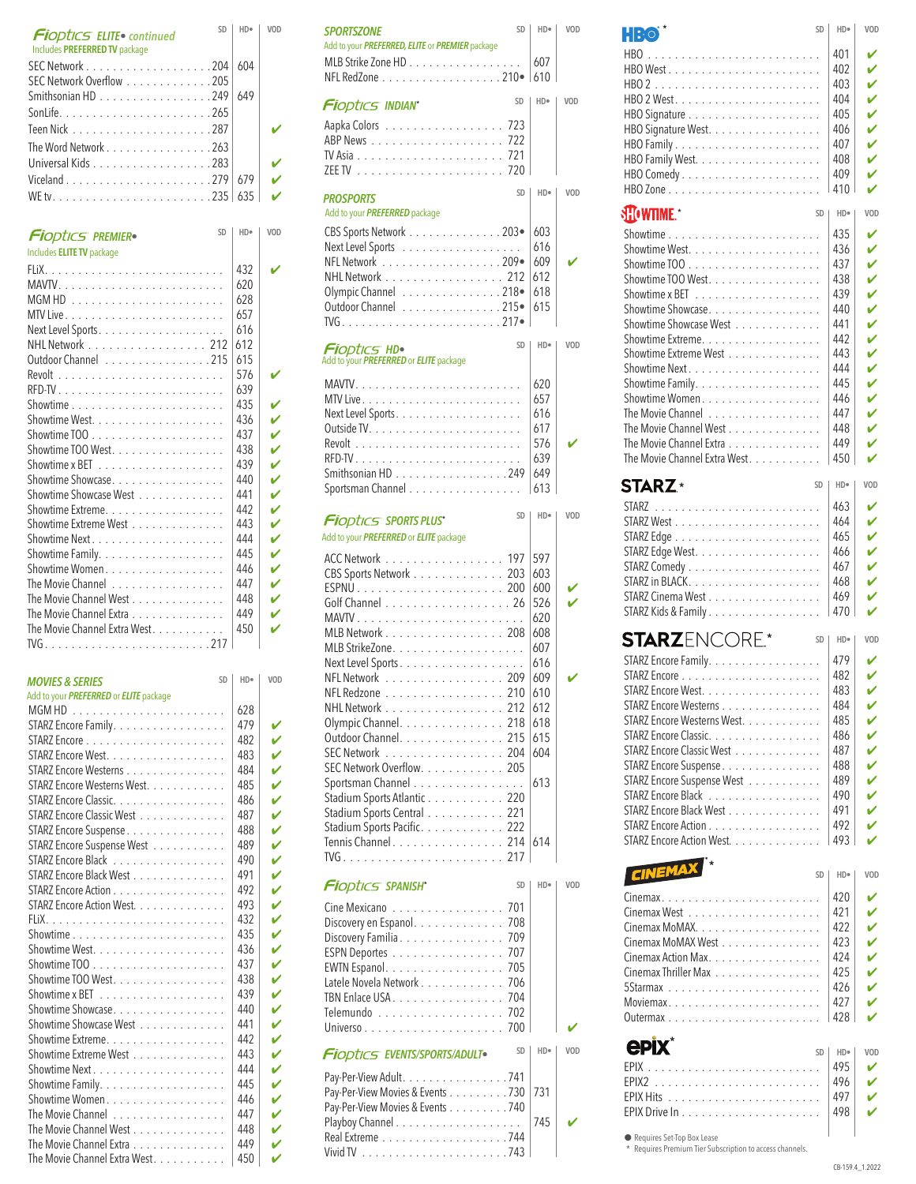## Fioptics ELITE• continued

Includes **PREFERRED TV** package

| | SD | HD• | VOD |
|---|---|---|---|
| SEC Network | 204 | 604 | |
| SEC Network Overflow | 205 | | |
| Smithsonian HD | 249 | 649 | |
| SonLife | 265 | | |
| Teen Nick | 287 | | ✔ |
| The Word Network | 263 | | |
| Universal Kids | 283 | | ✔ |
| Viceland | 279 | 679 | ✔ |
| WE tv | 235 | 635 | ✔ |

## Fioptics PREMIER•

Includes **ELITE TV** package

| | SD | HD• | VOD |
|---|---|---|---|
| FLiX | | 432 | ✔ |
| MAVTV | | 620 | |
| MGM HD | | 628 | |
| MTV Live | | 657 | |
| Next Level Sports | | 616 | |
| NHL Network | 212 | 612 | |
| Outdoor Channel | 215 | 615 | |
| Revolt | | 576 | ✔ |
| RFD-TV | | 639 | |
| Showtime | | 435 | ✔ |
| Showtime West | | 436 | ✔ |
| Showtime TOO | | 437 | ✔ |
| Showtime TOO West | | 438 | ✔ |
| Showtime x BET | | 439 | ✔ |
| Showtime Showcase | | 440 | ✔ |
| Showtime Showcase West | | 441 | ✔ |
| Showtime Extreme | | 442 | ✔ |
| Showtime Extreme West | | 443 | ✔ |
| Showtime Next | | 444 | ✔ |
| Showtime Family | | 445 | ✔ |
| Showtime Women | | 446 | ✔ |
| The Movie Channel | | 447 | ✔ |
| The Movie Channel West | | 448 | ✔ |
| The Movie Channel Extra | | 449 | ✔ |
| The Movie Channel Extra West | | 450 | ✔ |
| TVG | 217 | | |

## MOVIES & SERIES

Add to your **PREFERRED** or **ELITE** package

| | SD | HD• | VOD |
|---|---|---|---|
| MGM HD | | 628 | |
| STARZ Encore Family | | 479 | ✔ |
| STARZ Encore | | 482 | ✔ |
| STARZ Encore West | | 483 | ✔ |
| STARZ Encore Westerns | | 484 | ✔ |
| STARZ Encore Westerns West | | 485 | ✔ |
| STARZ Encore Classic | | 486 | ✔ |
| STARZ Encore Classic West | | 487 | ✔ |
| STARZ Encore Suspense | | 488 | ✔ |
| STARZ Encore Suspense West | | 489 | ✔ |
| STARZ Encore Black | | 490 | ✔ |
| STARZ Encore Black West | | 491 | ✔ |
| STARZ Encore Action | | 492 | ✔ |
| STARZ Encore Action West | | 493 | ✔ |
| FLiX | | 432 | ✔ |
| Showtime | | 435 | ✔ |
| Showtime West | | 436 | ✔ |
| Showtime TOO | | 437 | ✔ |
| Showtime TOO West | | 438 | ✔ |
| Showtime x BET | | 439 | ✔ |
| Showtime Showcase | | 440 | ✔ |
| Showtime Showcase West | | 441 | ✔ |
| Showtime Extreme | | 442 | ✔ |
| Showtime Extreme West | | 443 | ✔ |
| Showtime Next | | 444 | ✔ |
| Showtime Family | | 445 | ✔ |
| Showtime Women | | 446 | ✔ |
| The Movie Channel | | 447 | ✔ |
| The Movie Channel West | | 448 | ✔ |
| The Movie Channel Extra | | 449 | ✔ |
| The Movie Channel Extra West | | 450 | ✔ |

## SPORTSZONE

Add to your **PREFERRED, ELITE** or **PREMIER** package

| | SD | HD• | VOD |
|---|---|---|---|
| MLB Strike Zone HD | | 607 | |
| NFL RedZone | 210• | 610 | |

## Fioptics INDIAN*

| | SD | HD• | VOD |
|---|---|---|---|
| Aapka Colors | 723 | | |
| ABP News | 722 | | |
| TV Asia | 721 | | |
| ZEE TV | 720 | | |

## PROSPORTS

Add to your **PREFERRED** package

| | SD | HD• | VOD |
|---|---|---|---|
| CBS Sports Network | 203• | 603 | |
| Next Level Sports | | 616 | |
| NFL Network | 209• | 609 | ✔ |
| NHL Network | 212 | 612 | |
| Olympic Channel | 218• | 618 | |
| Outdoor Channel | 215• | 615 | |
| TVG | 217• | | |

## Fioptics HD•

Add to your **PREFERRED** or **ELITE** package

| | SD | HD• | VOD |
|---|---|---|---|
| MAVTV | | 620 | |
| MTV Live | | 657 | |
| Next Level Sports | | 616 | |
| Outside TV | | 617 | |
| Revolt | | 576 | ✔ |
| RFD-TV | | 639 | |
| Smithsonian HD | 249 | 649 | |
| Sportsman Channel | | 613 | |

## Fioptics SPORTS PLUS*

Add to your **PREFERRED** or **ELITE** package

| | SD | HD• | VOD |
|---|---|---|---|
| ACC Network | 197 | 597 | |
| CBS Sports Network | 203 | 603 | |
| ESPNU | 200 | 600 | ✔ |
| Golf Channel | 26 | 526 | ✔ |
| MAVTV | | 620 | |
| MLB Network | 208 | 608 | |
| MLB StrikeZone | | 607 | |
| Next Level Sports | | 616 | |
| NFL Network | 209 | 609 | ✔ |
| NFL Redzone | 210 | 610 | |
| NHL Network | 212 | 612 | |
| Olympic Channel | 218 | 618 | |
| Outdoor Channel | 215 | 615 | |
| SEC Network | 204 | 604 | |
| SEC Network Overflow | 205 | | |
| Sportsman Channel | | 613 | |
| Stadium Sports Atlantic | 220 | | |
| Stadium Sports Central | 221 | | |
| Stadium Sports Pacific | 222 | | |
| Tennis Channel | 214 | 614 | |
| TVG | 217 | | |

## Fioptics SPANISH*

| | SD | HD• | VOD |
|---|---|---|---|
| Cine Mexicano | 701 | | |
| Discovery en Espanol | 708 | | |
| Discovery Familia | 709 | | |
| ESPN Deportes | 707 | | |
| EWTN Espanol | 705 | | |
| Latele Novela Network | 706 | | |
| TBN Enlace USA | 704 | | |
| Telemundo | 702 | | |
| Universo | 700 | | ✔ |

## Fioptics EVENTS/SPORTS/ADULT•

| | SD | HD• | VOD |
|---|---|---|---|
| Pay-Per-View Adult | 741 | | |
| Pay-Per-View Movies & Events | 730 | 731 | |
| Pay-Per-View Movies & Events | 740 | | |
| Playboy Channel | | 745 | ✔ |
| Real Extreme | 744 | | |
| Vivid TV | 743 | | |

## HBO*

| | SD | HD• | VOD |
|---|---|---|---|
| HBO | | 401 | ✔ |
| HBO West | | 402 | ✔ |
| HBO 2 | | 403 | ✔ |
| HBO 2 West | | 404 | ✔ |
| HBO Signature | | 405 | ✔ |
| HBO Signature West | | 406 | ✔ |
| HBO Family | | 407 | ✔ |
| HBO Family West | | 408 | ✔ |
| HBO Comedy | | 409 | ✔ |
| HBO Zone | | 410 | ✔ |

## SHOWTIME*

| | SD | HD• | VOD |
|---|---|---|---|
| Showtime | | 435 | ✔ |
| Showtime West | | 436 | ✔ |
| Showtime TOO | | 437 | ✔ |
| Showtime TOO West | | 438 | ✔ |
| Showtime x BET | | 439 | ✔ |
| Showtime Showcase | | 440 | ✔ |
| Showtime Showcase West | | 441 | ✔ |
| Showtime Extreme | | 442 | ✔ |
| Showtime Extreme West | | 443 | ✔ |
| Showtime Next | | 444 | ✔ |
| Showtime Family | | 445 | ✔ |
| Showtime Women | | 446 | ✔ |
| The Movie Channel | | 447 | ✔ |
| The Movie Channel West | | 448 | ✔ |
| The Movie Channel Extra | | 449 | ✔ |
| The Movie Channel Extra West | | 450 | ✔ |

## STARZ*

| | SD | HD• | VOD |
|---|---|---|---|
| STARZ | | 463 | ✔ |
| STARZ West | | 464 | ✔ |
| STARZ Edge | | 465 | ✔ |
| STARZ Edge West | | 466 | ✔ |
| STARZ Comedy | | 467 | ✔ |
| STARZ in BLACK | | 468 | ✔ |
| STARZ Cinema West | | 469 | ✔ |
| STARZ Kids & Family | | 470 | ✔ |

## STARZ ENCORE*

| | SD | HD• | VOD |
|---|---|---|---|
| STARZ Encore Family | | 479 | ✔ |
| STARZ Encore | | 482 | ✔ |
| STARZ Encore West | | 483 | ✔ |
| STARZ Encore Westerns | | 484 | ✔ |
| STARZ Encore Westerns West | | 485 | ✔ |
| STARZ Encore Classic | | 486 | ✔ |
| STARZ Encore Classic West | | 487 | ✔ |
| STARZ Encore Suspense | | 488 | ✔ |
| STARZ Encore Suspense West | | 489 | ✔ |
| STARZ Encore Black | | 490 | ✔ |
| STARZ Encore Black West | | 491 | ✔ |
| STARZ Encore Action | | 492 | ✔ |
| STARZ Encore Action West | | 493 | ✔ |

## CINEMAX*

| | SD | HD• | VOD |
|---|---|---|---|
| Cinemax | | 420 | ✔ |
| Cinemax West | | 421 | ✔ |
| Cinemax MoMAX | | 422 | ✔ |
| Cinemax MoMAX West | | 423 | ✔ |
| Cinemax Action Max | | 424 | ✔ |
| Cinemax Thriller Max | | 425 | ✔ |
| 5Starmax | | 426 | ✔ |
| Moviemax | | 427 | ✔ |
| Outermax | | 428 | ✔ |

## EPIX*

| | SD | HD• | VOD |
|---|---|---|---|
| EPIX | | 495 | ✔ |
| EPIX2 | | 496 | ✔ |
| EPIX Hits | | 497 | ✔ |
| EPIX Drive In | | 498 | ✔ |

● Requires Set-Top Box Lease

\* Requires Premium Tier Subscription to access channels.

CB-159.4_1.2022